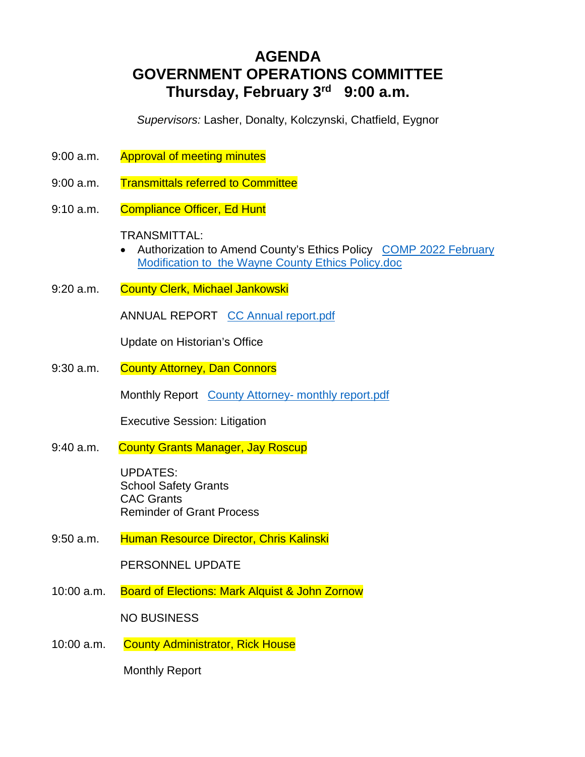# AGENDA
# GOVERNMENT OPERATIONS COMMITTEE
## Thursday, February 3rd   9:00 a.m.

*Supervisors:* Lasher, Donalty, Kolczynski, Chatfield, Eygnor

9:00 a.m. Approval of meeting minutes

9:00 a.m. Transmittals referred to Committee

9:10 a.m. Compliance Officer, Ed Hunt

TRANSMITTAL:

- Authorization to Amend County's Ethics Policy  COMP 2022 February Modification to the Wayne County Ethics Policy.doc

9:20 a.m. County Clerk, Michael Jankowski

ANNUAL REPORT  CC Annual report.pdf

Update on Historian's Office

9:30 a.m. County Attorney, Dan Connors

Monthly Report  County Attorney- monthly report.pdf

Executive Session: Litigation

9:40 a.m. County Grants Manager, Jay Roscup

UPDATES:
School Safety Grants
CAC Grants
Reminder of Grant Process

9:50 a.m. Human Resource Director, Chris Kalinski

PERSONNEL UPDATE

10:00 a.m. Board of Elections: Mark Alquist & John Zornow

NO BUSINESS

10:00 a.m. County Administrator, Rick House

Monthly Report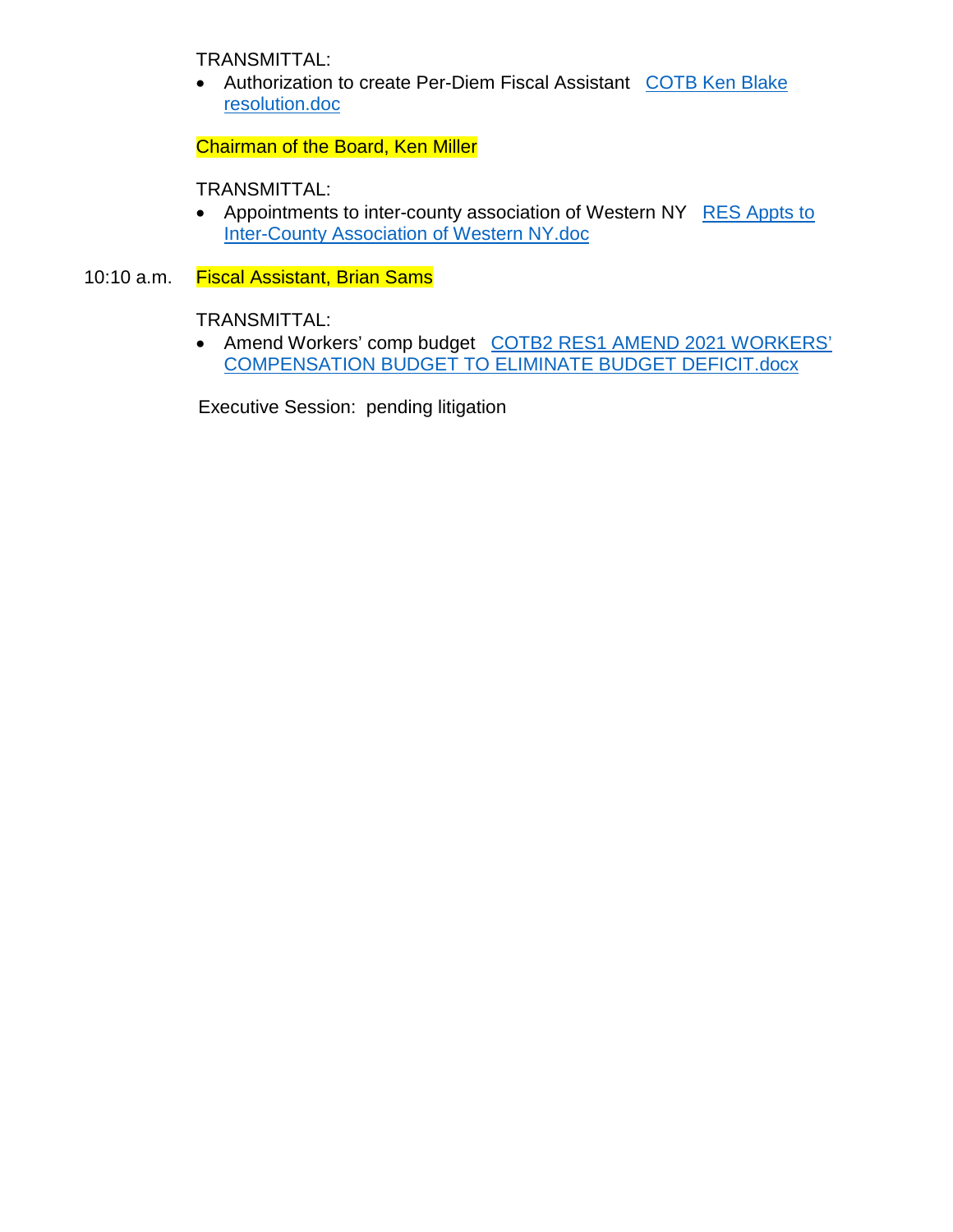TRANSMITTAL:

- Authorization to create Per-Diem Fiscal Assistant   COTB Ken Blake resolution.doc

Chairman of the Board, Ken Miller

TRANSMITTAL:

- Appointments to inter-county association of Western NY   RES Appts to Inter-County Association of Western NY.doc

10:10 a.m.   Fiscal Assistant, Brian Sams

TRANSMITTAL:

- Amend Workers' comp budget   COTB2 RES1 AMEND 2021 WORKERS' COMPENSATION BUDGET TO ELIMINATE BUDGET DEFICIT.docx

Executive Session: pending litigation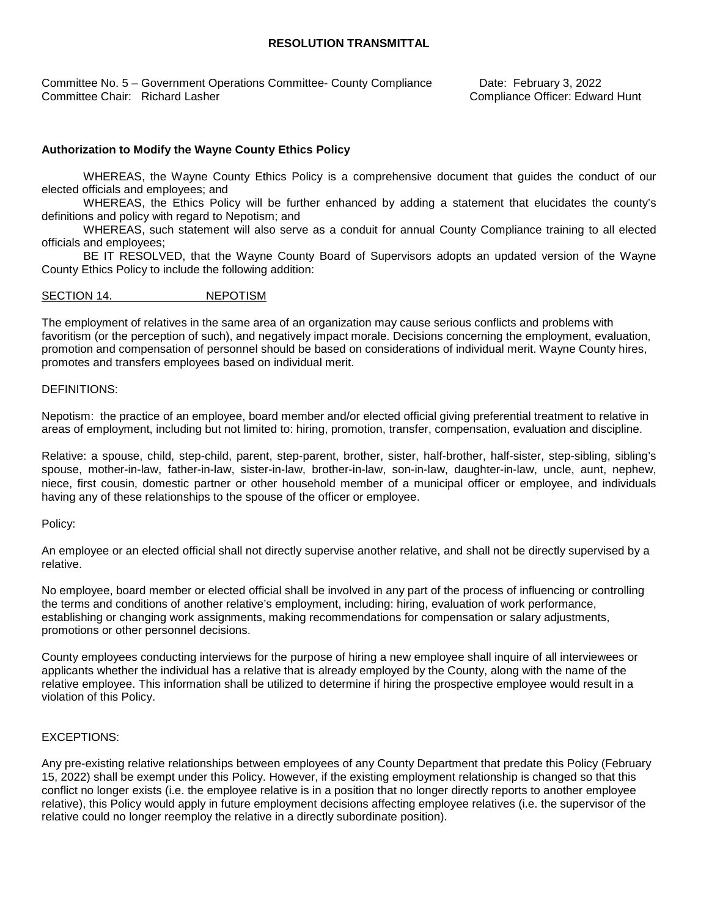## RESOLUTION TRANSMITTAL

Committee No. 5 – Government Operations Committee- County Compliance    Date: February 3, 2022
Committee Chair: Richard Lasher    Compliance Officer: Edward Hunt

**Authorization to Modify the Wayne County Ethics Policy**

WHEREAS, the Wayne County Ethics Policy is a comprehensive document that guides the conduct of our elected officials and employees; and

WHEREAS, the Ethics Policy will be further enhanced by adding a statement that elucidates the county's definitions and policy with regard to Nepotism; and

WHEREAS, such statement will also serve as a conduit for annual County Compliance training to all elected officials and employees;

BE IT RESOLVED, that the Wayne County Board of Supervisors adopts an updated version of the Wayne County Ethics Policy to include the following addition:

SECTION 14. NEPOTISM

The employment of relatives in the same area of an organization may cause serious conflicts and problems with favoritism (or the perception of such), and negatively impact morale. Decisions concerning the employment, evaluation, promotion and compensation of personnel should be based on considerations of individual merit. Wayne County hires, promotes and transfers employees based on individual merit.

DEFINITIONS:

Nepotism: the practice of an employee, board member and/or elected official giving preferential treatment to relative in areas of employment, including but not limited to: hiring, promotion, transfer, compensation, evaluation and discipline.

Relative: a spouse, child, step-child, parent, step-parent, brother, sister, half-brother, half-sister, step-sibling, sibling's spouse, mother-in-law, father-in-law, sister-in-law, brother-in-law, son-in-law, daughter-in-law, uncle, aunt, nephew, niece, first cousin, domestic partner or other household member of a municipal officer or employee, and individuals having any of these relationships to the spouse of the officer or employee.

Policy:

An employee or an elected official shall not directly supervise another relative, and shall not be directly supervised by a relative.

No employee, board member or elected official shall be involved in any part of the process of influencing or controlling the terms and conditions of another relative's employment, including: hiring, evaluation of work performance, establishing or changing work assignments, making recommendations for compensation or salary adjustments, promotions or other personnel decisions.

County employees conducting interviews for the purpose of hiring a new employee shall inquire of all interviewees or applicants whether the individual has a relative that is already employed by the County, along with the name of the relative employee. This information shall be utilized to determine if hiring the prospective employee would result in a violation of this Policy.

EXCEPTIONS:

Any pre-existing relative relationships between employees of any County Department that predate this Policy (February 15, 2022) shall be exempt under this Policy. However, if the existing employment relationship is changed so that this conflict no longer exists (i.e. the employee relative is in a position that no longer directly reports to another employee relative), this Policy would apply in future employment decisions affecting employee relatives (i.e. the supervisor of the relative could no longer reemploy the relative in a directly subordinate position).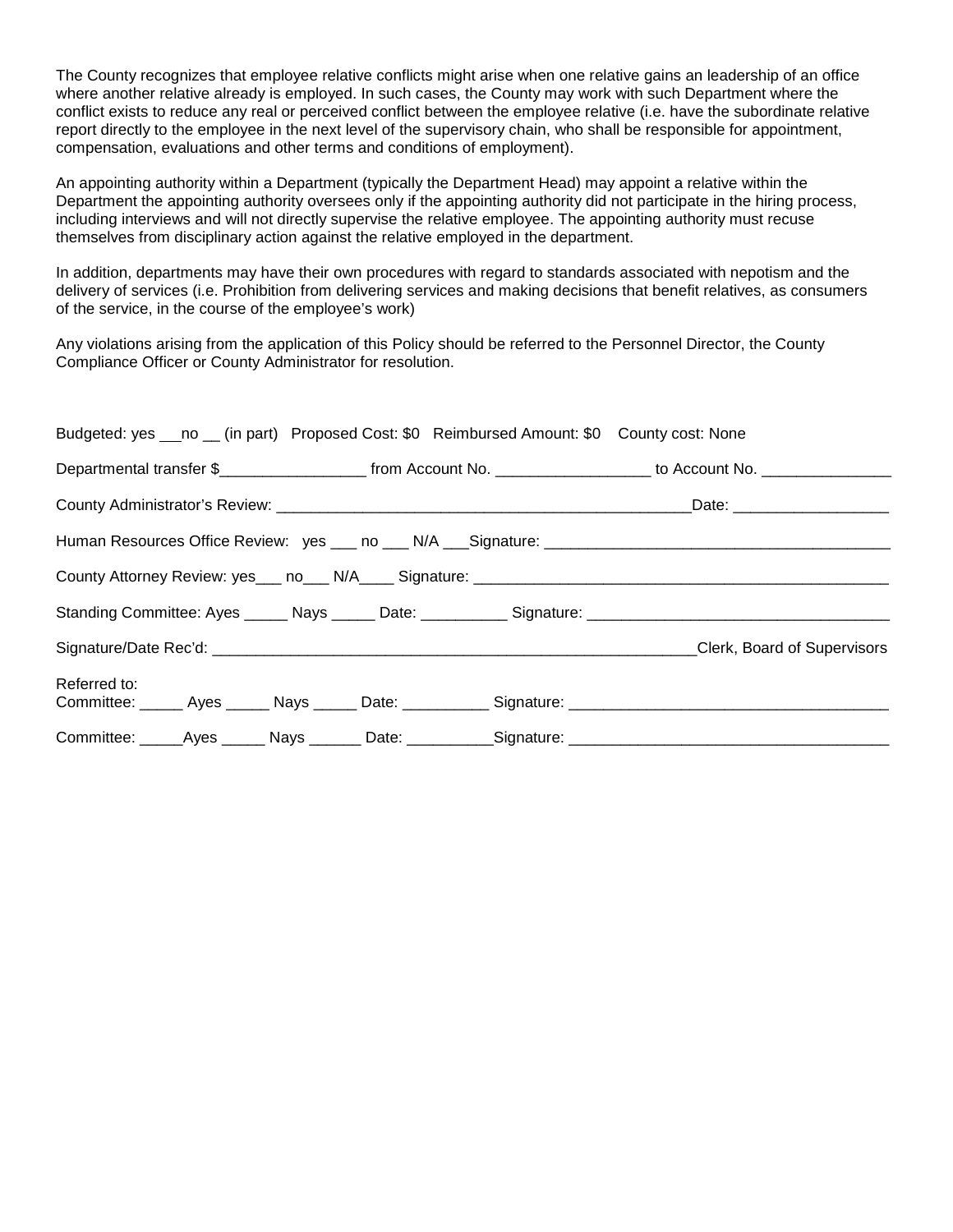The County recognizes that employee relative conflicts might arise when one relative gains an leadership of an office where another relative already is employed. In such cases, the County may work with such Department where the conflict exists to reduce any real or perceived conflict between the employee relative (i.e. have the subordinate relative report directly to the employee in the next level of the supervisory chain, who shall be responsible for appointment, compensation, evaluations and other terms and conditions of employment).

An appointing authority within a Department (typically the Department Head) may appoint a relative within the Department the appointing authority oversees only if the appointing authority did not participate in the hiring process, including interviews and will not directly supervise the relative employee. The appointing authority must recuse themselves from disciplinary action against the relative employed in the department.

In addition, departments may have their own procedures with regard to standards associated with nepotism and the delivery of services (i.e. Prohibition from delivering services and making decisions that benefit relatives, as consumers of the service, in the course of the employee's work)

Any violations arising from the application of this Policy should be referred to the Personnel Director, the County Compliance Officer or County Administrator for resolution.

Budgeted: yes ___no __ (in part) Proposed Cost: $0 Reimbursed Amount: $0 County cost: None

Departmental transfer $_________________ from Account No. __________________ to Account No. _______________

County Administrator's Review: _______________________________________________Date: __________________

Human Resources Office Review: yes ___ no ___ N/A ___Signature: ________________________________________

County Attorney Review: yes___ no___ N/A____ Signature: _________________________________________________

Standing Committee: Ayes _____ Nays _____ Date: __________ Signature: ___________________________________

Signature/Date Rec'd: _________________________________________________________Clerk, Board of Supervisors

Referred to:
Committee: _____ Ayes _____ Nays _____ Date: __________ Signature: ____________________________________

Committee: _____Ayes _____ Nays ______ Date: __________Signature: ____________________________________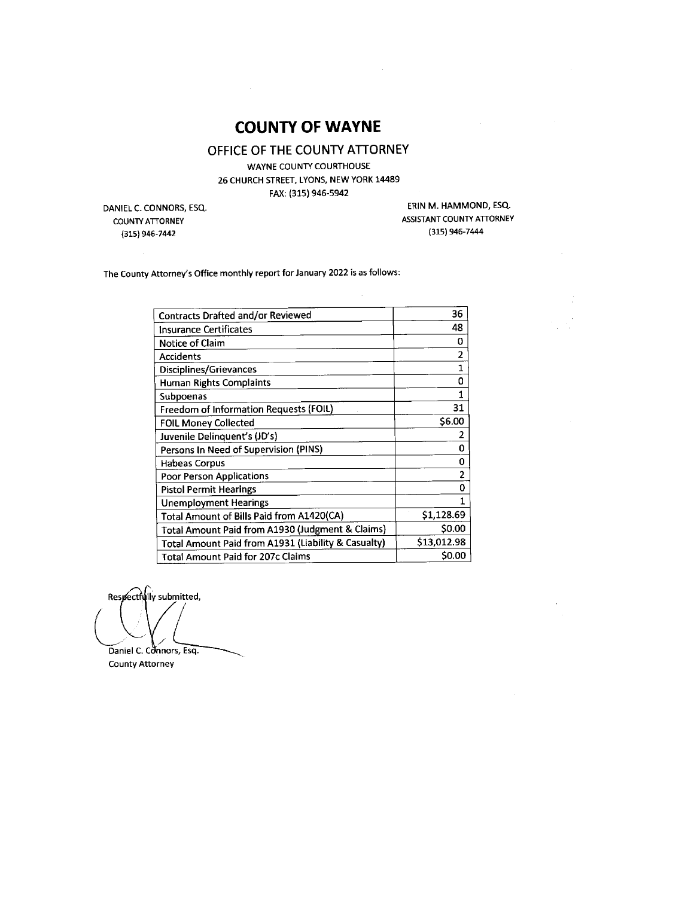# COUNTY OF WAYNE

## OFFICE OF THE COUNTY ATTORNEY

WAYNE COUNTY COURTHOUSE
26 CHURCH STREET, LYONS, NEW YORK 14489
FAX: (315) 946-5942

DANIEL C. CONNORS, ESQ.
COUNTY ATTORNEY
(315) 946-7442

ERIN M. HAMMOND, ESQ.
ASSISTANT COUNTY ATTORNEY
(315) 946-7444

The County Attorney's Office monthly report for January 2022 is as follows:

| | |
|---|---|
| Contracts Drafted and/or Reviewed | 36 |
| Insurance Certificates | 48 |
| Notice of Claim | 0 |
| Accidents | 2 |
| Disciplines/Grievances | 1 |
| Human Rights Complaints | 0 |
| Subpoenas | 1 |
| Freedom of Information Requests (FOIL) | 31 |
| FOIL Money Collected | $6.00 |
| Juvenile Delinquent's (JD's) | 2 |
| Persons In Need of Supervision (PINS) | 0 |
| Habeas Corpus | 0 |
| Poor Person Applications | 2 |
| Pistol Permit Hearings | 0 |
| Unemployment Hearings | 1 |
| Total Amount of Bills Paid from A1420(CA) | $1,128.69 |
| Total Amount Paid from A1930 (Judgment & Claims) | $0.00 |
| Total Amount Paid from A1931 (Liability & Casualty) | $13,012.98 |
| Total Amount Paid for 207c Claims | $0.00 |

Respectfully submitted,

Daniel C. Connors, Esq.
County Attorney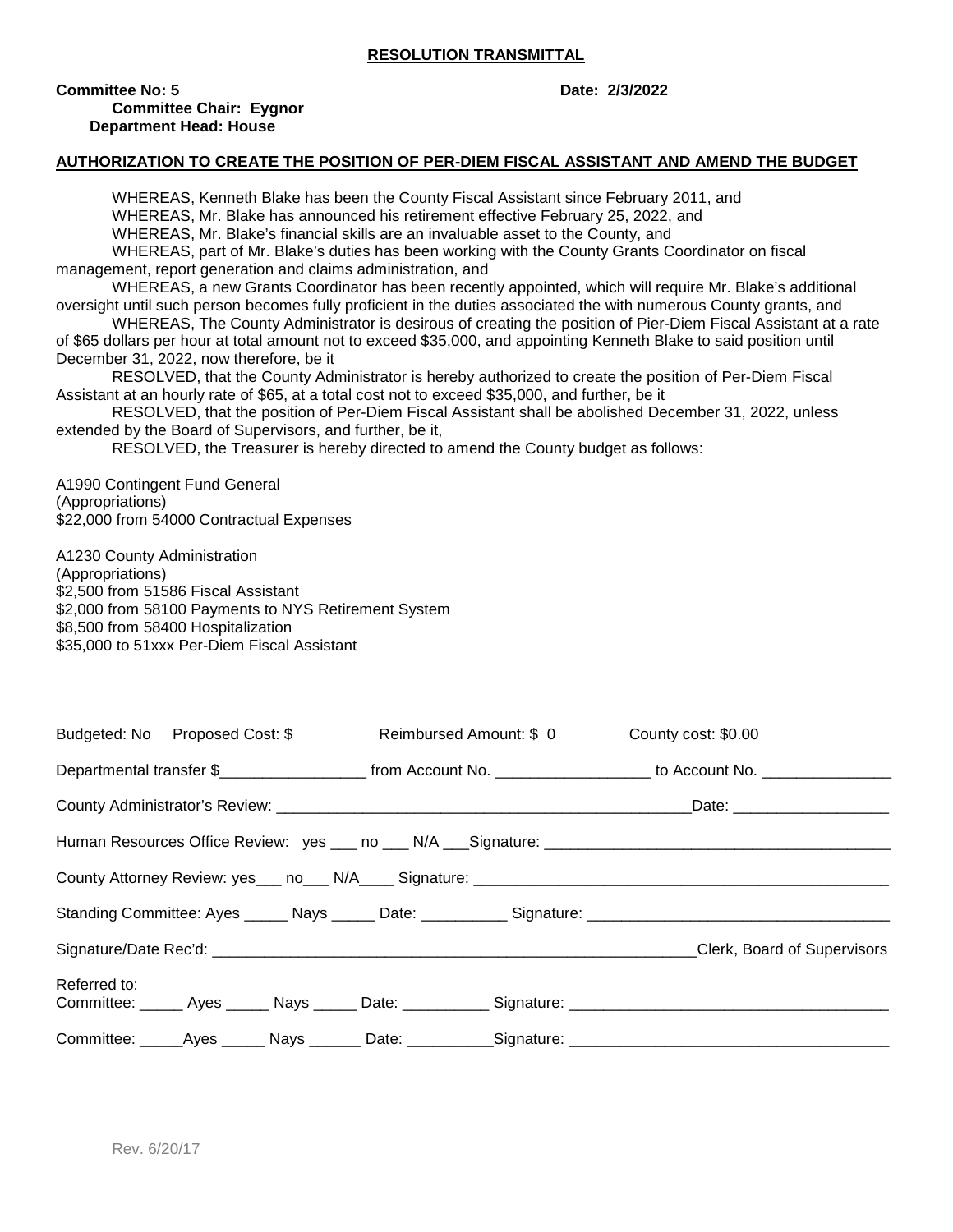**RESOLUTION TRANSMITTAL**

**Committee No: 5** **Date: 2/3/2022**
**Committee Chair: Eygnor**
**Department Head: House**

**AUTHORIZATION TO CREATE THE POSITION OF PER-DIEM FISCAL ASSISTANT AND AMEND THE BUDGET**

WHEREAS, Kenneth Blake has been the County Fiscal Assistant since February 2011, and
WHEREAS, Mr. Blake has announced his retirement effective February 25, 2022, and
WHEREAS, Mr. Blake's financial skills are an invaluable asset to the County, and
WHEREAS, part of Mr. Blake's duties has been working with the County Grants Coordinator on fiscal management, report generation and claims administration, and
WHEREAS, a new Grants Coordinator has been recently appointed, which will require Mr. Blake's additional oversight until such person becomes fully proficient in the duties associated the with numerous County grants, and
WHEREAS, The County Administrator is desirous of creating the position of Pier-Diem Fiscal Assistant at a rate of $65 dollars per hour at total amount not to exceed $35,000, and appointing Kenneth Blake to said position until December 31, 2022, now therefore, be it
RESOLVED, that the County Administrator is hereby authorized to create the position of Per-Diem Fiscal Assistant at an hourly rate of $65, at a total cost not to exceed $35,000, and further, be it
RESOLVED, that the position of Per-Diem Fiscal Assistant shall be abolished December 31, 2022, unless extended by the Board of Supervisors, and further, be it,
RESOLVED, the Treasurer is hereby directed to amend the County budget as follows:

A1990 Contingent Fund General
(Appropriations)
$22,000 from 54000 Contractual Expenses

A1230 County Administration
(Appropriations)
$2,500 from 51586 Fiscal Assistant
$2,000 from 58100 Payments to NYS Retirement System
$8,500 from 58400 Hospitalization
$35,000 to 51xxx Per-Diem Fiscal Assistant

Budgeted: No Proposed Cost: $ Reimbursed Amount: $ 0 County cost: $0.00

Departmental transfer $_________________ from Account No. _________________ to Account No. _______________

County Administrator's Review: _______________________________________________Date: _________________

Human Resources Office Review: yes ___ no ___ N/A ___Signature: _______________________________________

County Attorney Review: yes___ no___ N/A____ Signature: _______________________________________________

Standing Committee: Ayes _____ Nays _____ Date: __________ Signature: __________________________________

Signature/Date Rec'd: ________________________________________________________Clerk, Board of Supervisors

Referred to:
Committee: _____ Ayes _____ Nays _____ Date: __________ Signature: ___________________________________

Committee: _____Ayes _____ Nays ______ Date: __________Signature: ___________________________________

Rev. 6/20/17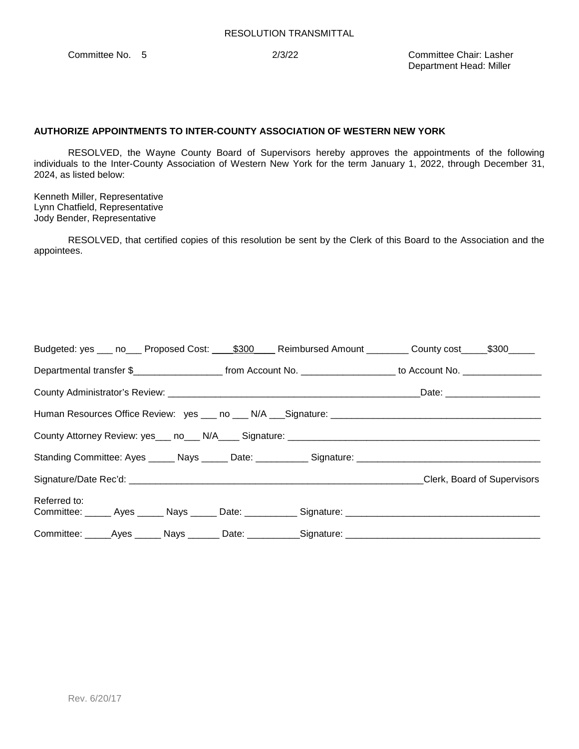RESOLUTION TRANSMITTAL

Committee No. 5 2/3/22 Committee Chair: Lasher
Department Head: Miller

**AUTHORIZE APPOINTMENTS TO INTER-COUNTY ASSOCIATION OF WESTERN NEW YORK**

RESOLVED, the Wayne County Board of Supervisors hereby approves the appointments of the following individuals to the Inter-County Association of Western New York for the term January 1, 2022, through December 31, 2024, as listed below:

Kenneth Miller, Representative
Lynn Chatfield, Representative
Jody Bender, Representative

RESOLVED, that certified copies of this resolution be sent by the Clerk of this Board to the Association and the appointees.

Budgeted: yes ___ no___ Proposed Cost: ____$300____ Reimbursed Amount ________ County cost_____$300_____

Departmental transfer $_________________ from Account No. _________________ to Account No. _______________

County Administrator's Review: _________________________________________________Date: __________________

Human Resources Office Review: yes ___ no ___ N/A ___Signature: _______________________________________

County Attorney Review: yes___ no___ N/A____ Signature: _______________________________________________

Standing Committee: Ayes _____ Nays _____ Date: __________ Signature: __________________________________

Signature/Date Rec'd: ________________________________________________________Clerk, Board of Supervisors

Referred to:
Committee: _____ Ayes _____ Nays _____ Date: __________ Signature: ___________________________________

Committee: _____Ayes _____ Nays ______ Date: __________Signature: ___________________________________

Rev. 6/20/17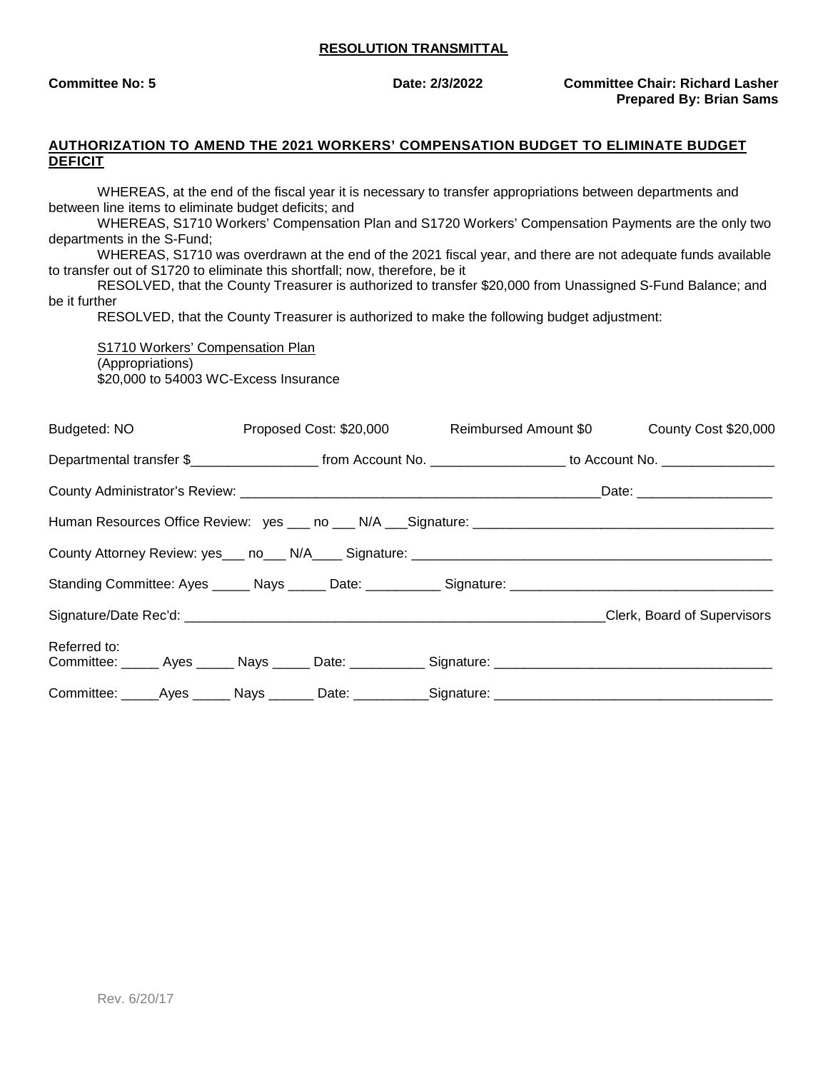**RESOLUTION TRANSMITTAL**

**Committee No: 5** **Date: 2/3/2022** **Committee Chair: Richard Lasher**
**Prepared By: Brian Sams**

**AUTHORIZATION TO AMEND THE 2021 WORKERS' COMPENSATION BUDGET TO ELIMINATE BUDGET DEFICIT**

WHEREAS, at the end of the fiscal year it is necessary to transfer appropriations between departments and between line items to eliminate budget deficits; and

WHEREAS, S1710 Workers' Compensation Plan and S1720 Workers' Compensation Payments are the only two departments in the S-Fund;

WHEREAS, S1710 was overdrawn at the end of the 2021 fiscal year, and there are not adequate funds available to transfer out of S1720 to eliminate this shortfall; now, therefore, be it

RESOLVED, that the County Treasurer is authorized to transfer $20,000 from Unassigned S-Fund Balance; and be it further

RESOLVED, that the County Treasurer is authorized to make the following budget adjustment:

S1710 Workers' Compensation Plan
(Appropriations)
$20,000 to 54003 WC-Excess Insurance

Budgeted: NO Proposed Cost: $20,000 Reimbursed Amount $0 County Cost $20,000

Departmental transfer $________________ from Account No. _________________ to Account No. _______________

County Administrator's Review: ________________________________________________Date: _________________

Human Resources Office Review: yes ___ no ___ N/A ___Signature: ______________________________________

County Attorney Review: yes___ no___ N/A____ Signature: _____________________________________________

Standing Committee: Ayes _____ Nays _____ Date: __________ Signature: __________________________________

Signature/Date Rec'd: _______________________________________________________Clerk, Board of Supervisors

Referred to:
Committee: _____ Ayes _____ Nays _____ Date: __________ Signature: ___________________________________

Committee: _____Ayes _____ Nays ______ Date: __________Signature: ___________________________________

Rev. 6/20/17